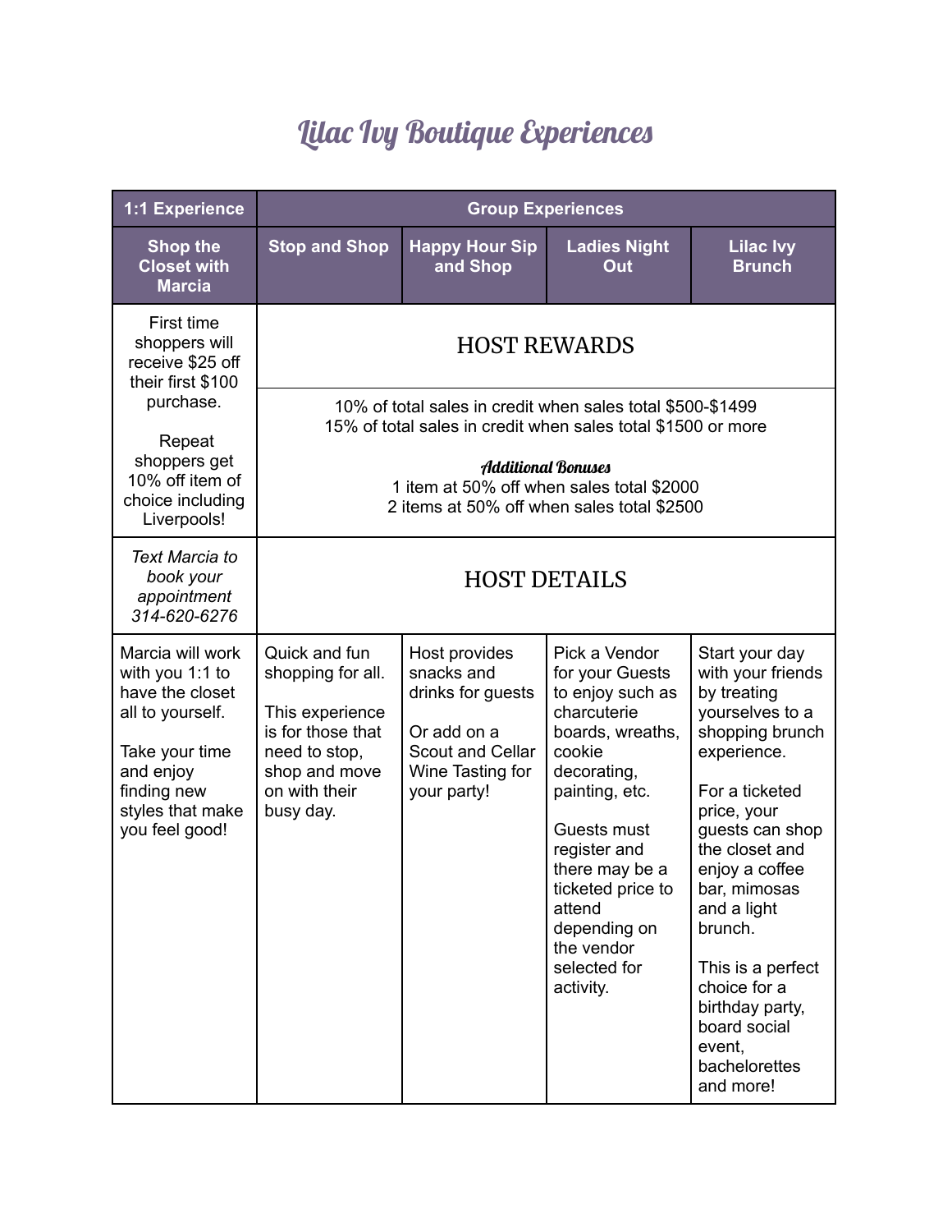# Lilac Ivy Boutique Experiences

| 1:1 Experience | Group Experiences | | | |
|---|---|---|---|---|
| **Shop the Closet with Marcia** | **Stop and Shop** | **Happy Hour Sip and Shop** | **Ladies Night Out** | **Lilac Ivy Brunch** |
| First time shoppers will receive $25 off their first $100 purchase.<br><br>Repeat shoppers get 10% off item of choice including Liverpools! | HOST REWARDS<br><br>10% of total sales in credit when sales total $500-$1499<br>15% of total sales in credit when sales total $1500 or more<br><br>***Additional Bonuses***<br>1 item at 50% off when sales total $2000<br>2 items at 50% off when sales total $2500 | | | |
| *Text Marcia to book your appointment 314-620-6276* | HOST DETAILS | | | |
| Marcia will work with you 1:1 to have the closet all to yourself.<br><br>Take your time and enjoy finding new styles that make you feel good! | Quick and fun shopping for all.<br><br>This experience is for those that need to stop, shop and move on with their busy day. | Host provides snacks and drinks for guests<br><br>Or add on a Scout and Cellar Wine Tasting for your party! | Pick a Vendor for your Guests to enjoy such as charcuterie boards, wreaths, cookie decorating, painting, etc.<br><br>Guests must register and there may be a ticketed price to attend depending on the vendor selected for activity. | Start your day with your friends by treating yourselves to a shopping brunch experience.<br><br>For a ticketed price, your guests can shop the closet and enjoy a coffee bar, mimosas and a light brunch.<br><br>This is a perfect choice for a birthday party, board social event, bachelorettes and more! |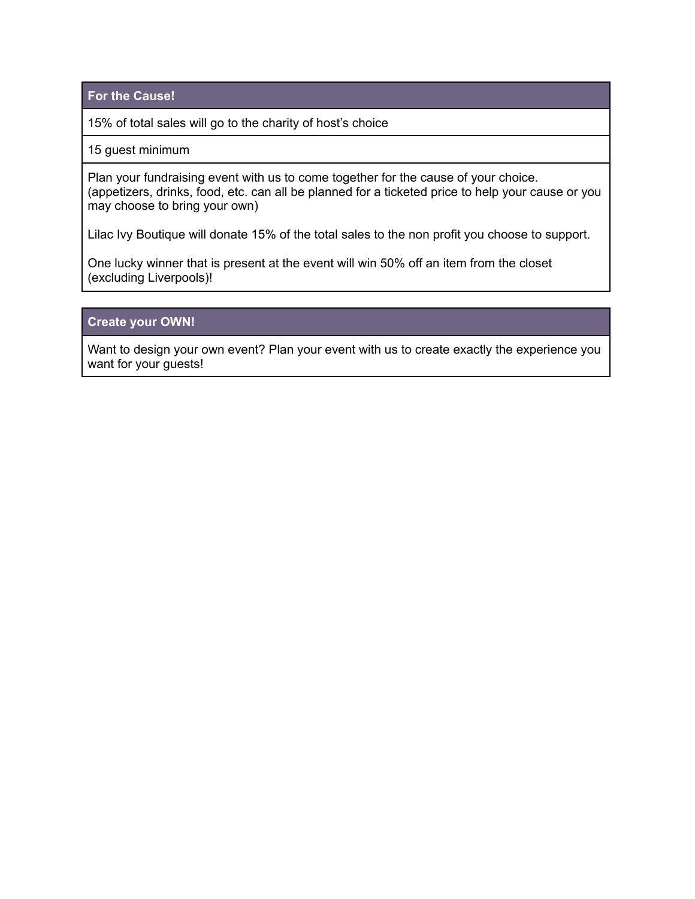| For the Cause! |
|---|
| 15% of total sales will go to the charity of host's choice |
| 15 guest minimum |
| Plan your fundraising event with us to come together for the cause of your choice. (appetizers, drinks, food, etc. can all be planned for a ticketed price to help your cause or you may choose to bring your own)<br><br>Lilac Ivy Boutique will donate 15% of the total sales to the non profit you choose to support.<br><br>One lucky winner that is present at the event will win 50% off an item from the closet (excluding Liverpools)! |

| Create your OWN! |
|---|
| Want to design your own event? Plan your event with us to create exactly the experience you want for your guests! |